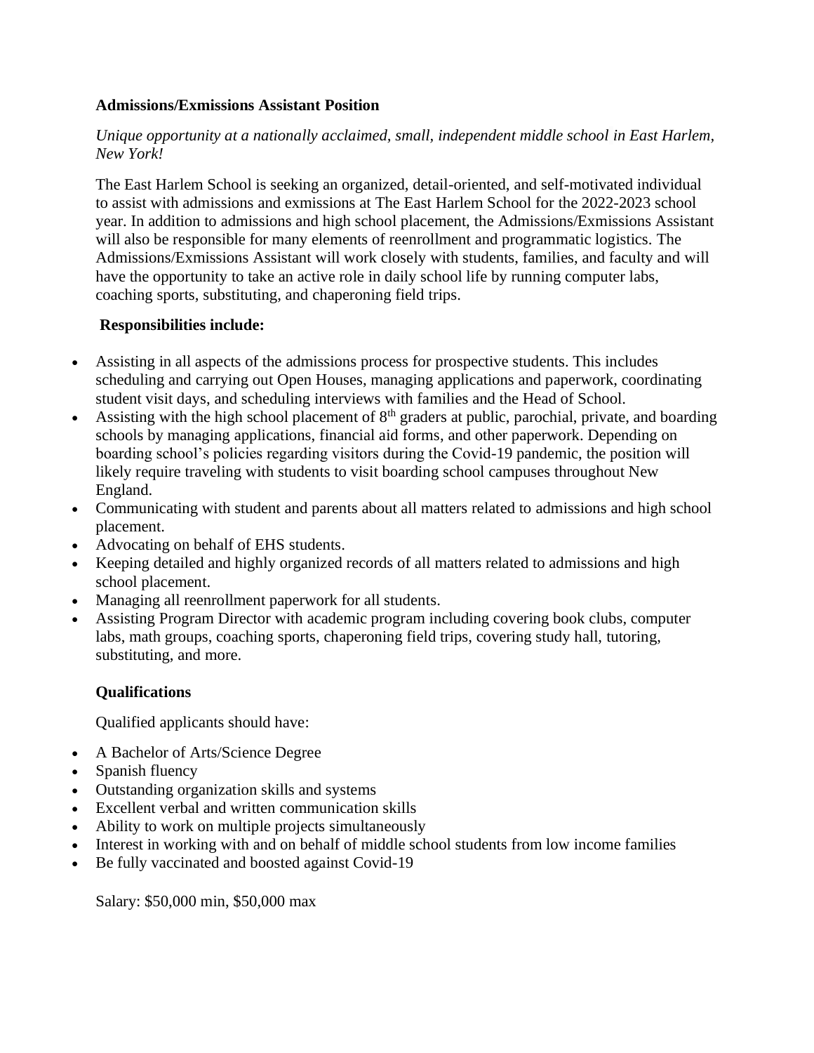**Admissions/Exmissions Assistant Position**

*Unique opportunity at a nationally acclaimed, small, independent middle school in East Harlem, New York!*

The East Harlem School is seeking an organized, detail-oriented, and self-motivated individual to assist with admissions and exmissions at The East Harlem School for the 2022-2023 school year. In addition to admissions and high school placement, the Admissions/Exmissions Assistant will also be responsible for many elements of reenrollment and programmatic logistics. The Admissions/Exmissions Assistant will work closely with students, families, and faculty and will have the opportunity to take an active role in daily school life by running computer labs, coaching sports, substituting, and chaperoning field trips.

**Responsibilities include:**

- Assisting in all aspects of the admissions process for prospective students. This includes scheduling and carrying out Open Houses, managing applications and paperwork, coordinating student visit days, and scheduling interviews with families and the Head of School.
- Assisting with the high school placement of 8th graders at public, parochial, private, and boarding schools by managing applications, financial aid forms, and other paperwork. Depending on boarding school's policies regarding visitors during the Covid-19 pandemic, the position will likely require traveling with students to visit boarding school campuses throughout New England.
- Communicating with student and parents about all matters related to admissions and high school placement.
- Advocating on behalf of EHS students.
- Keeping detailed and highly organized records of all matters related to admissions and high school placement.
- Managing all reenrollment paperwork for all students.
- Assisting Program Director with academic program including covering book clubs, computer labs, math groups, coaching sports, chaperoning field trips, covering study hall, tutoring, substituting, and more.

**Qualifications**

Qualified applicants should have:

- A Bachelor of Arts/Science Degree
- Spanish fluency
- Outstanding organization skills and systems
- Excellent verbal and written communication skills
- Ability to work on multiple projects simultaneously
- Interest in working with and on behalf of middle school students from low income families
- Be fully vaccinated and boosted against Covid-19

Salary: $50,000 min, $50,000 max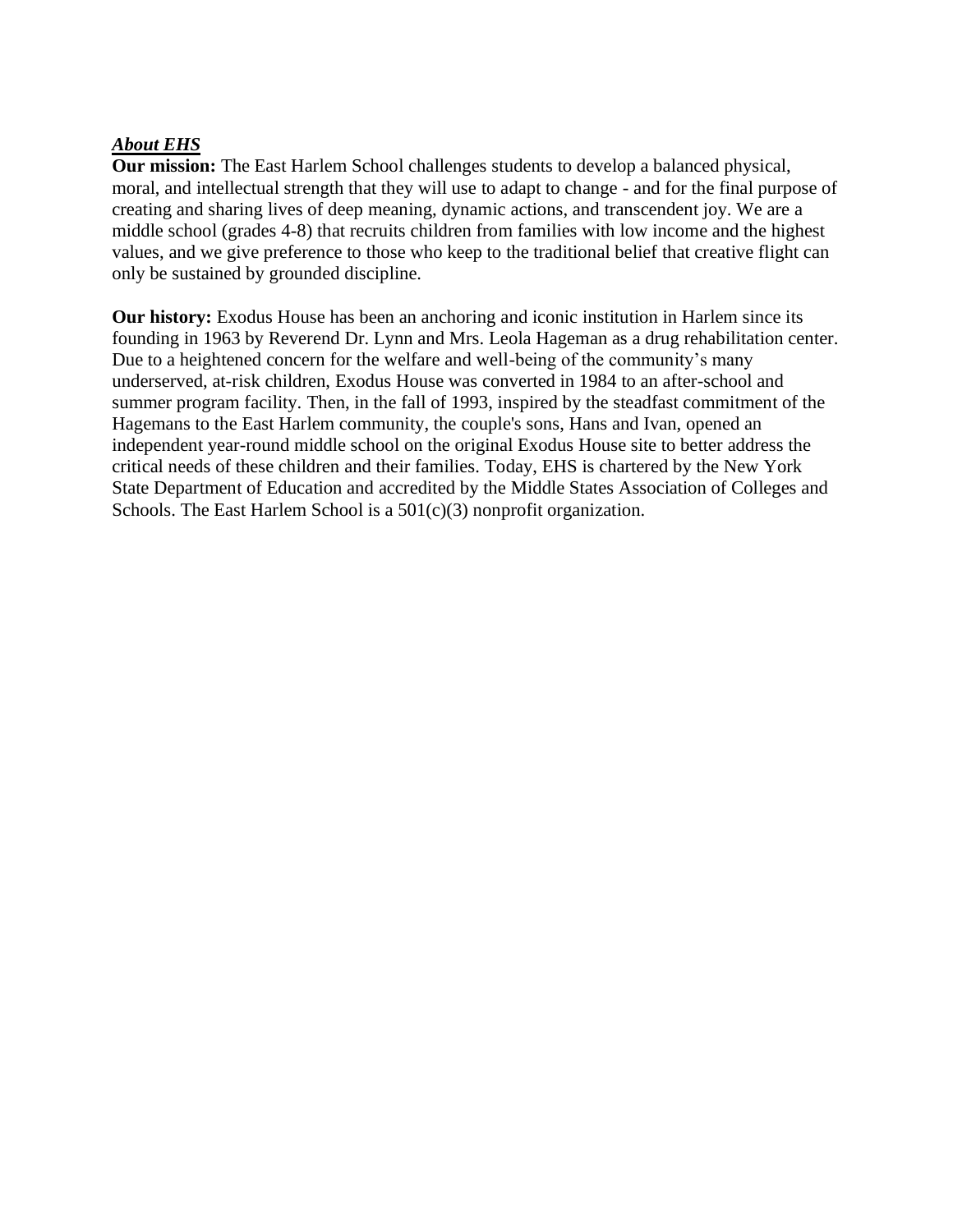***About EHS***

**Our mission:** The East Harlem School challenges students to develop a balanced physical, moral, and intellectual strength that they will use to adapt to change - and for the final purpose of creating and sharing lives of deep meaning, dynamic actions, and transcendent joy. We are a middle school (grades 4-8) that recruits children from families with low income and the highest values, and we give preference to those who keep to the traditional belief that creative flight can only be sustained by grounded discipline.

**Our history:** Exodus House has been an anchoring and iconic institution in Harlem since its founding in 1963 by Reverend Dr. Lynn and Mrs. Leola Hageman as a drug rehabilitation center. Due to a heightened concern for the welfare and well-being of the community's many underserved, at-risk children, Exodus House was converted in 1984 to an after-school and summer program facility. Then, in the fall of 1993, inspired by the steadfast commitment of the Hagemans to the East Harlem community, the couple's sons, Hans and Ivan, opened an independent year-round middle school on the original Exodus House site to better address the critical needs of these children and their families. Today, EHS is chartered by the New York State Department of Education and accredited by the Middle States Association of Colleges and Schools. The East Harlem School is a 501(c)(3) nonprofit organization.